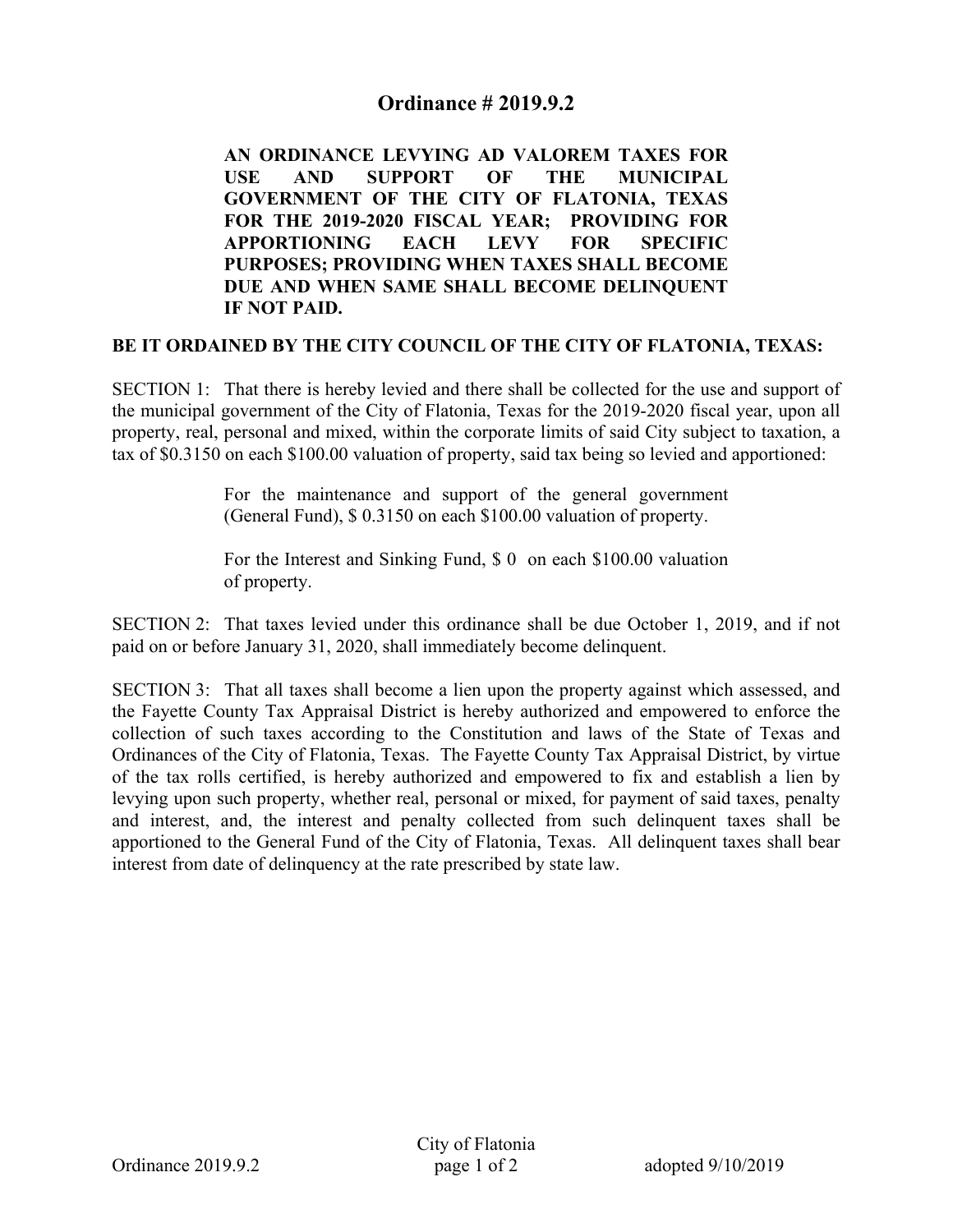# Ordinance # 2019.9.2

**AN ORDINANCE LEVYING AD VALOREM TAXES FOR USE AND SUPPORT OF THE MUNICIPAL GOVERNMENT OF THE CITY OF FLATONIA, TEXAS FOR THE 2019-2020 FISCAL YEAR; PROVIDING FOR APPORTIONING EACH LEVY FOR SPECIFIC PURPOSES; PROVIDING WHEN TAXES SHALL BECOME DUE AND WHEN SAME SHALL BECOME DELINQUENT IF NOT PAID.**

**BE IT ORDAINED BY THE CITY COUNCIL OF THE CITY OF FLATONIA, TEXAS:**

SECTION 1: That there is hereby levied and there shall be collected for the use and support of the municipal government of the City of Flatonia, Texas for the 2019-2020 fiscal year, upon all property, real, personal and mixed, within the corporate limits of said City subject to taxation, a tax of $0.3150 on each $100.00 valuation of property, said tax being so levied and apportioned:

> For the maintenance and support of the general government (General Fund), $ 0.3150 on each $100.00 valuation of property.
>
> For the Interest and Sinking Fund, $ 0 on each $100.00 valuation of property.

SECTION 2: That taxes levied under this ordinance shall be due October 1, 2019, and if not paid on or before January 31, 2020, shall immediately become delinquent.

SECTION 3: That all taxes shall become a lien upon the property against which assessed, and the Fayette County Tax Appraisal District is hereby authorized and empowered to enforce the collection of such taxes according to the Constitution and laws of the State of Texas and Ordinances of the City of Flatonia, Texas. The Fayette County Tax Appraisal District, by virtue of the tax rolls certified, is hereby authorized and empowered to fix and establish a lien by levying upon such property, whether real, personal or mixed, for payment of said taxes, penalty and interest, and, the interest and penalty collected from such delinquent taxes shall be apportioned to the General Fund of the City of Flatonia, Texas. All delinquent taxes shall bear interest from date of delinquency at the rate prescribed by state law.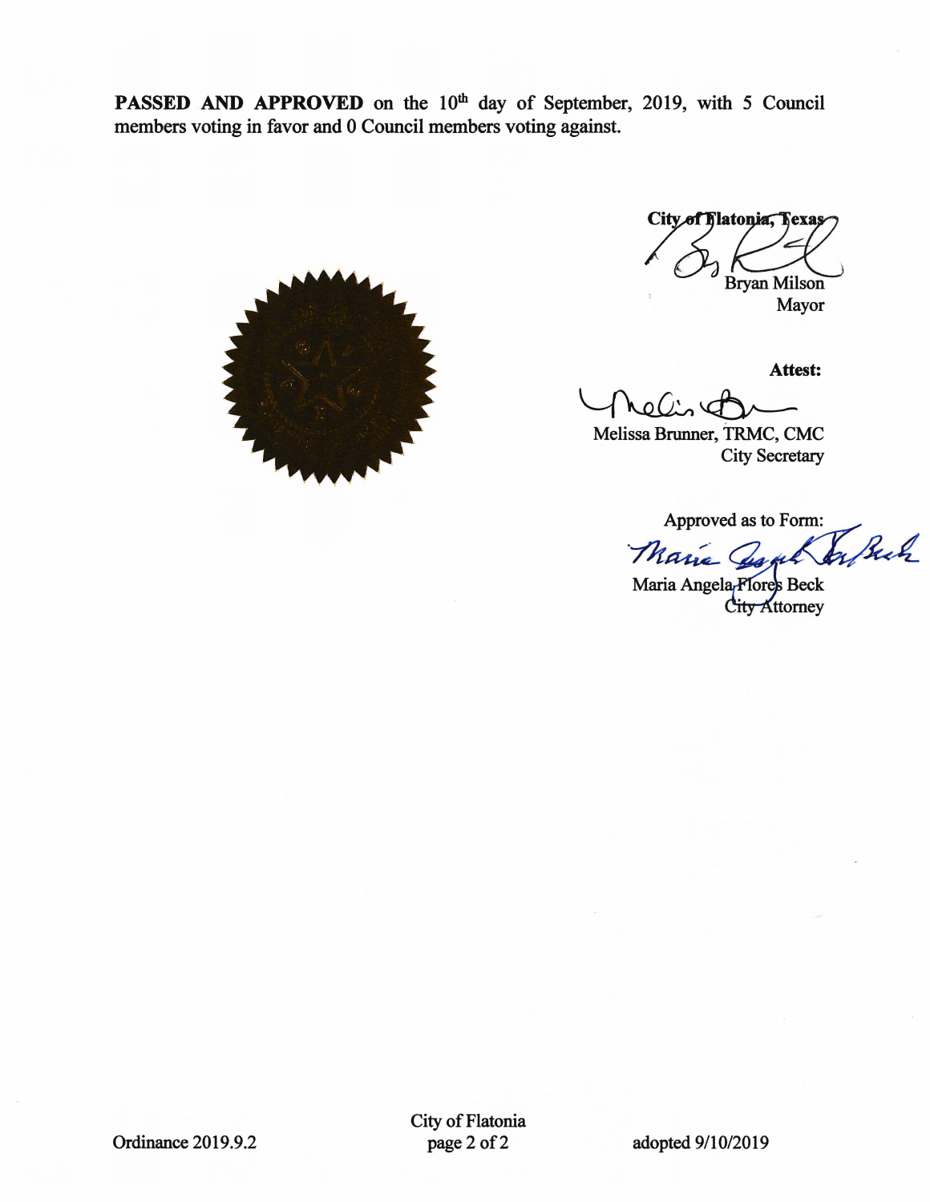**PASSED AND APPROVED** on the 10th day of September, 2019, with 5 Council members voting in favor and 0 Council members voting against.

**City of Flatonia, Texas**

Bryan Milson
Mayor

**Attest:**

Melissa Brunner, TRMC, CMC
City Secretary

Approved as to Form:

Maria Angela Flores Beck
City Attorney

Ordinance 2019.9.2 | City of Flatonia | adopted 9/10/2019